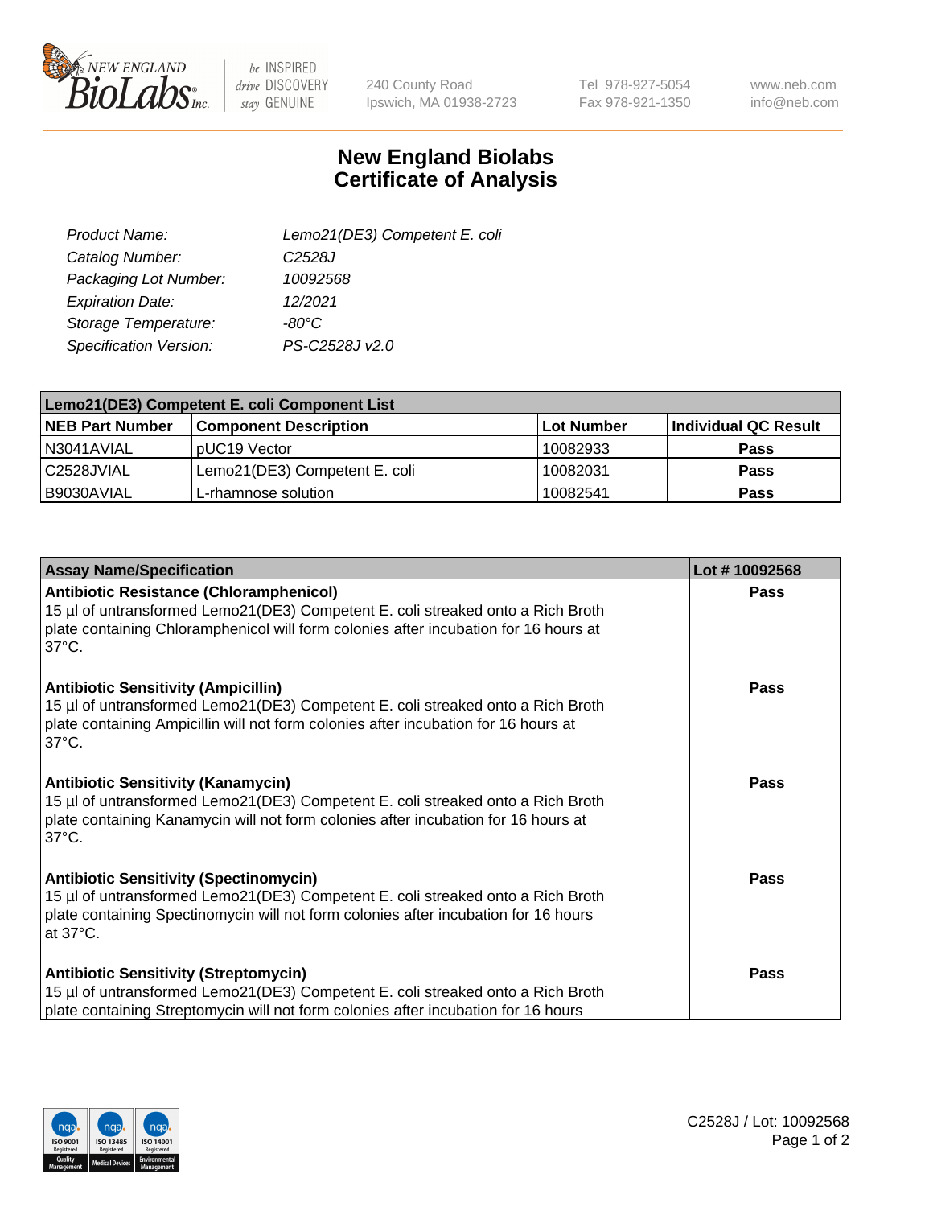240 County Road
Ipswich, MA 01938-2723

Tel 978-927-5054
Fax 978-921-1350

www.neb.com
info@neb.com

# New England Biolabs
# Certificate of Analysis

| | |
|---|---|
| *Product Name:* | *Lemo21(DE3) Competent E. coli* |
| *Catalog Number:* | *C2528J* |
| *Packaging Lot Number:* | *10092568* |
| *Expiration Date:* | *12/2021* |
| *Storage Temperature:* | *-80°C* |
| *Specification Version:* | *PS-C2528J v2.0* |

| **Lemo21(DE3) Competent E. coli Component List** | | | |
|---|---|---|---|
| **NEB Part Number** | **Component Description** | **Lot Number** | **Individual QC Result** |
| N3041AVIAL | pUC19 Vector | 10082933 | **Pass** |
| C2528JVIAL | Lemo21(DE3) Competent E. coli | 10082031 | **Pass** |
| B9030AVIAL | L-rhamnose solution | 10082541 | **Pass** |

| **Assay Name/Specification** | **Lot # 10092568** |
|---|---|
| **Antibiotic Resistance (Chloramphenicol)** 15 µl of untransformed Lemo21(DE3) Competent E. coli streaked onto a Rich Broth plate containing Chloramphenicol will form colonies after incubation for 16 hours at 37°C. | **Pass** |
| **Antibiotic Sensitivity (Ampicillin)** 15 µl of untransformed Lemo21(DE3) Competent E. coli streaked onto a Rich Broth plate containing Ampicillin will not form colonies after incubation for 16 hours at 37°C. | **Pass** |
| **Antibiotic Sensitivity (Kanamycin)** 15 µl of untransformed Lemo21(DE3) Competent E. coli streaked onto a Rich Broth plate containing Kanamycin will not form colonies after incubation for 16 hours at 37°C. | **Pass** |
| **Antibiotic Sensitivity (Spectinomycin)** 15 µl of untransformed Lemo21(DE3) Competent E. coli streaked onto a Rich Broth plate containing Spectinomycin will not form colonies after incubation for 16 hours at 37°C. | **Pass** |
| **Antibiotic Sensitivity (Streptomycin)** 15 µl of untransformed Lemo21(DE3) Competent E. coli streaked onto a Rich Broth plate containing Streptomycin will not form colonies after incubation for 16 hours | **Pass** |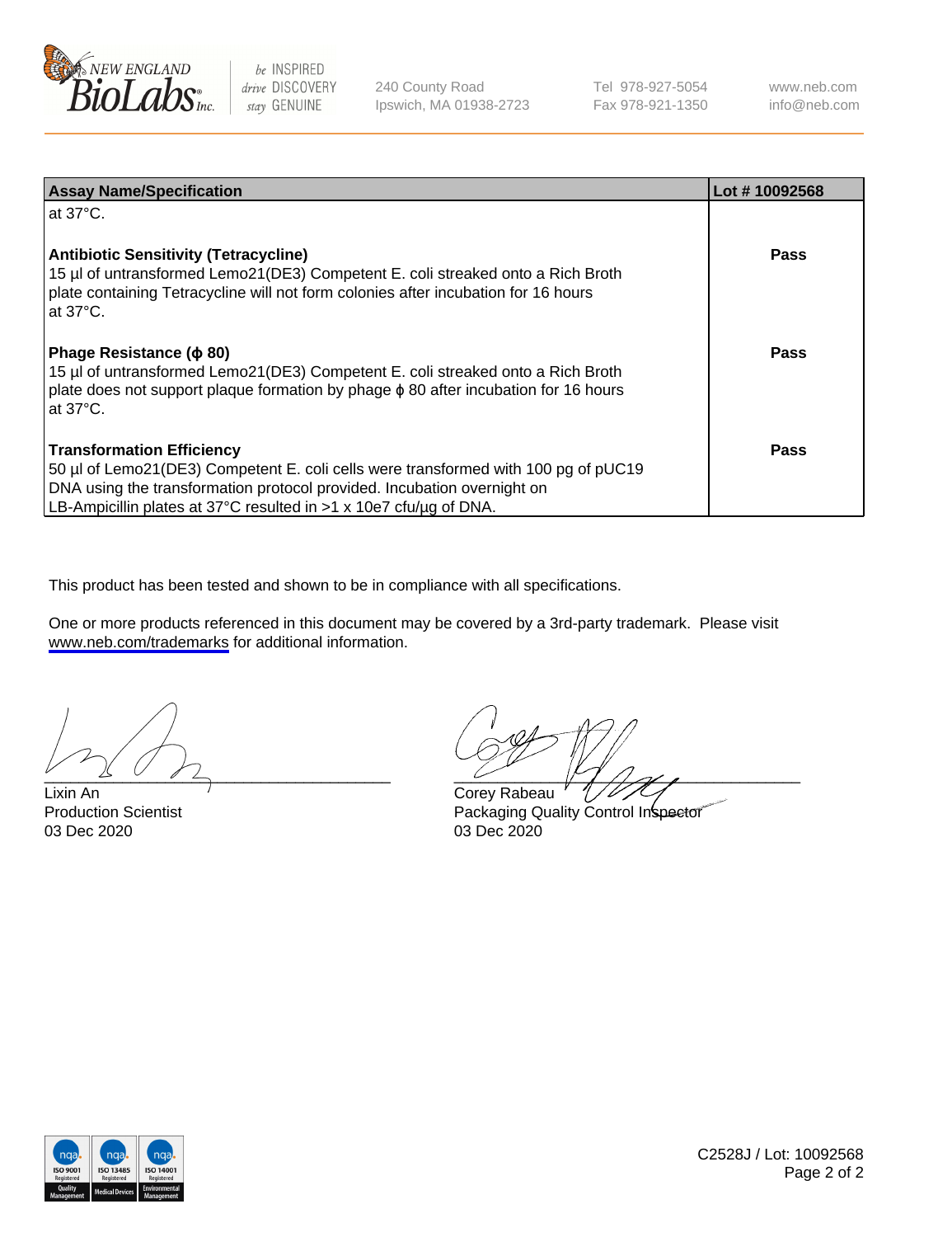| Assay Name/Specification | Lot # 10092568 |
|---|---|
| at 37°C. | |
| **Antibiotic Sensitivity (Tetracycline)**<br>15 µl of untransformed Lemo21(DE3) Competent E. coli streaked onto a Rich Broth plate containing Tetracycline will not form colonies after incubation for 16 hours at 37°C. | **Pass** |
| **Phage Resistance (ϕ 80)**<br>15 µl of untransformed Lemo21(DE3) Competent E. coli streaked onto a Rich Broth plate does not support plaque formation by phage ϕ 80 after incubation for 16 hours at 37°C. | **Pass** |
| **Transformation Efficiency**<br>50 µl of Lemo21(DE3) Competent E. coli cells were transformed with 100 pg of pUC19 DNA using the transformation protocol provided. Incubation overnight on LB-Ampicillin plates at 37°C resulted in >1 x 10e7 cfu/µg of DNA. | **Pass** |

This product has been tested and shown to be in compliance with all specifications.

One or more products referenced in this document may be covered by a 3rd-party trademark. Please visit www.neb.com/trademarks for additional information.

Lixin An
Production Scientist
03 Dec 2020

Corey Rabeau
Packaging Quality Control Inspector
03 Dec 2020

C2528J / Lot: 10092568